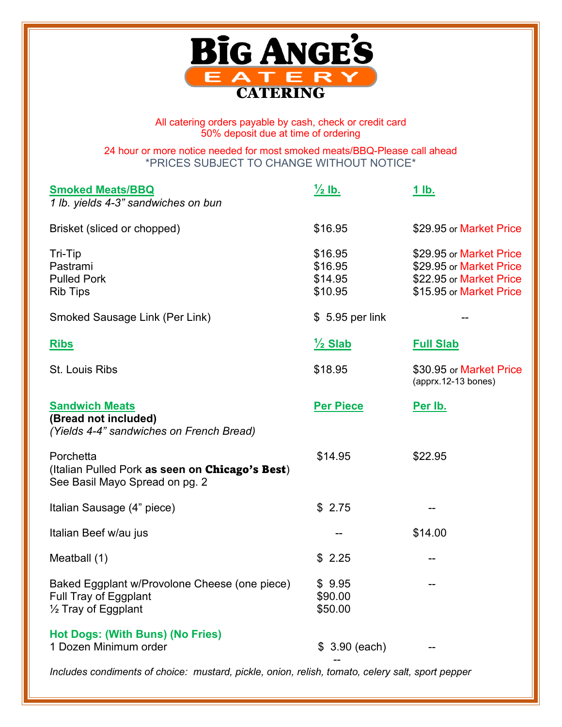# Big Ange's Eatery

## CATERING

All catering orders payable by cash, check or credit card
50% deposit due at time of ordering

24 hour or more notice needed for most smoked meats/BBQ-Please call ahead
*PRICES SUBJECT TO CHANGE WITHOUT NOTICE*

| **Smoked Meats/BBQ**<br>*1 lb. yields 4-3" sandwiches on bun* | **½ lb.** | **1 lb.** |
|---|---|---|
| Brisket (sliced or chopped) | $16.95 | $29.95 or Market Price |
| Tri-Tip | $16.95 | $29.95 or Market Price |
| Pastrami | $16.95 | $29.95 or Market Price |
| Pulled Pork | $14.95 | $22.95 or Market Price |
| Rib Tips | $10.95 | $15.95 or Market Price |
| Smoked Sausage Link (Per Link) | $ 5.95 per link | -- |

| **Ribs** | **½ Slab** | **Full Slab** |
|---|---|---|
| St. Louis Ribs | $18.95 | $30.95 or Market Price (apprx.12-13 bones) |

| **Sandwich Meats**<br>**(Bread not included)**<br>*(Yields 4-4" sandwiches on French Bread)* | **Per Piece** | **Per lb.** |
|---|---|---|
| Porchetta (Italian Pulled Pork **as seen on Chicago's Best**) See Basil Mayo Spread on pg. 2 | $14.95 | $22.95 |
| Italian Sausage (4" piece) | $ 2.75 | -- |
| Italian Beef w/au jus | -- | $14.00 |
| Meatball (1) | $ 2.25 | -- |
| Baked Eggplant w/Provolone Cheese (one piece) | $ 9.95 | -- |
| Full Tray of Eggplant | $90.00 | |
| ½ Tray of Eggplant | $50.00 | |

| **Hot Dogs: (With Buns) (No Fries)** | | |
|---|---|---|
| 1 Dozen Minimum order | $ 3.90 (each) -- | -- |

*Includes condiments of choice: mustard, pickle, onion, relish, tomato, celery salt, sport pepper*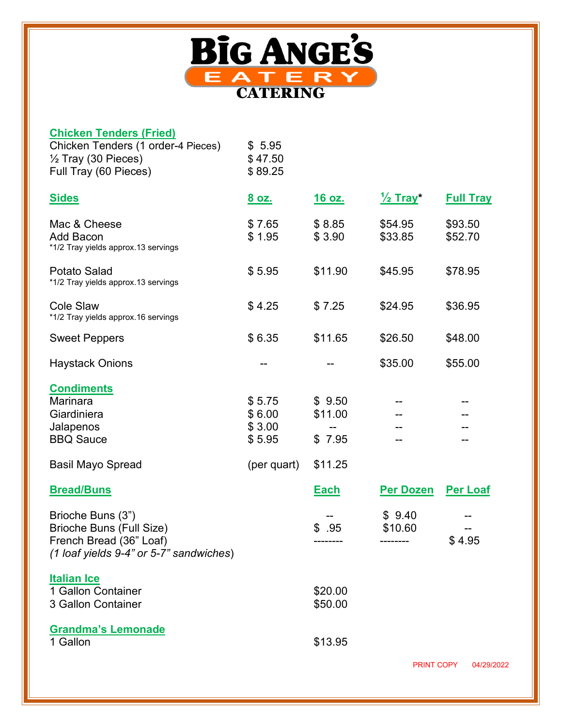# Big Ange's Eatery
## CATERING

### Chicken Tenders (Fried)

| | |
|---|---|
| Chicken Tenders (1 order-4 Pieces) | $ 5.95 |
| ½ Tray (30 Pieces) | $ 47.50 |
| Full Tray (60 Pieces) | $ 89.25 |

| Sides | 8 oz. | 16 oz. | ½ Tray* | Full Tray |
|---|---|---|---|---|
| Mac & Cheese | $ 7.65 | $ 8.85 | $54.95 | $93.50 |
| Add Bacon | $ 1.95 | $ 3.90 | $33.85 | $52.70 |
| *1/2 Tray yields approx.13 servings | | | | |
| Potato Salad | $ 5.95 | $11.90 | $45.95 | $78.95 |
| *1/2 Tray yields approx.13 servings | | | | |
| Cole Slaw | $ 4.25 | $ 7.25 | $24.95 | $36.95 |
| *1/2 Tray yields approx.16 servings | | | | |
| Sweet Peppers | $ 6.35 | $11.65 | $26.50 | $48.00 |
| Haystack Onions | -- | -- | $35.00 | $55.00 |
| **Condiments** | | | | |
| Marinara | $ 5.75 | $ 9.50 | -- | -- |
| Giardiniera | $ 6.00 | $11.00 | -- | -- |
| Jalapenos | $ 3.00 | -- | -- | -- |
| BBQ Sauce | $ 5.95 | $ 7.95 | -- | -- |
| Basil Mayo Spread | (per quart) | $11.25 | | |

| Bread/Buns | Each | Per Dozen | Per Loaf |
|---|---|---|---|
| Brioche Buns (3") | -- | $ 9.40 | -- |
| Brioche Buns (Full Size) | $ .95 | $10.60 | -- |
| French Bread (36" Loaf) | -------- | -------- | $ 4.95 |

*(1 loaf yields 9-4" or 5-7" sandwiches)*

### Italian Ice

| | |
|---|---|
| 1 Gallon Container | $20.00 |
| 3 Gallon Container | $50.00 |

### Grandma's Lemonade

| | |
|---|---|
| 1 Gallon | $13.95 |

PRINT COPY 04/29/2022